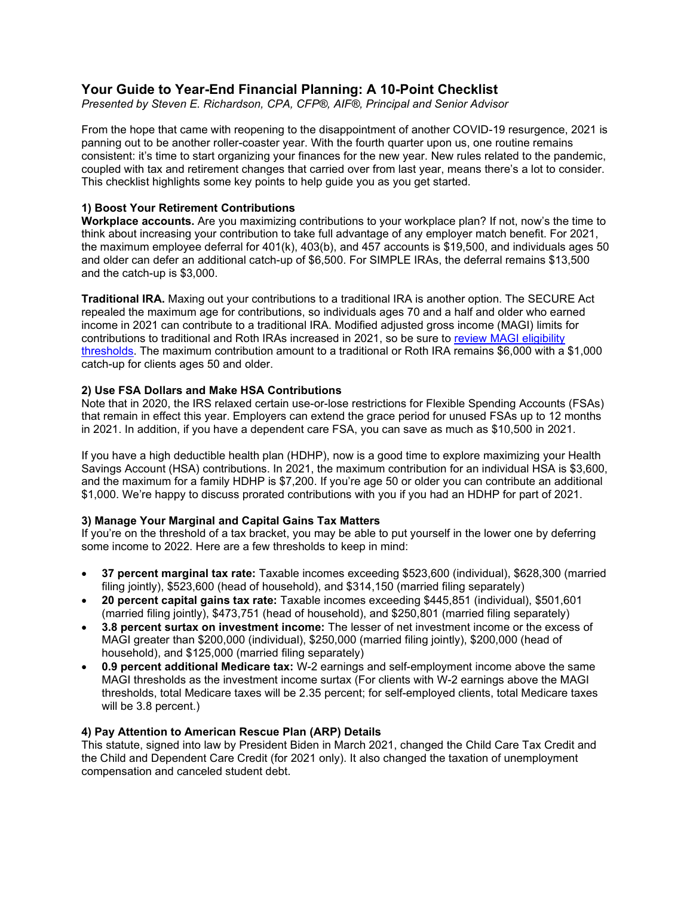# Your Guide to Year-End Financial Planning: A 10-Point Checklist

*Presented by Steven E. Richardson, CPA, CFP®, AIF®, Principal and Senior Advisor*

From the hope that came with reopening to the disappointment of another COVID-19 resurgence, 2021 is panning out to be another roller-coaster year. With the fourth quarter upon us, one routine remains consistent: it's time to start organizing your finances for the new year. New rules related to the pandemic, coupled with tax and retirement changes that carried over from last year, means there's a lot to consider. This checklist highlights some key points to help guide you as you get started.

## 1) Boost Your Retirement Contributions

**Workplace accounts.** Are you maximizing contributions to your workplace plan? If not, now's the time to think about increasing your contribution to take full advantage of any employer match benefit. For 2021, the maximum employee deferral for 401(k), 403(b), and 457 accounts is $19,500, and individuals ages 50 and older can defer an additional catch-up of $6,500. For SIMPLE IRAs, the deferral remains $13,500 and the catch-up is $3,000.

**Traditional IRA.** Maxing out your contributions to a traditional IRA is another option. The SECURE Act repealed the maximum age for contributions, so individuals ages 70 and a half and older who earned income in 2021 can contribute to a traditional IRA. Modified adjusted gross income (MAGI) limits for contributions to traditional and Roth IRAs increased in 2021, so be sure to review MAGI eligibility thresholds. The maximum contribution amount to a traditional or Roth IRA remains $6,000 with a $1,000 catch-up for clients ages 50 and older.

## 2) Use FSA Dollars and Make HSA Contributions

Note that in 2020, the IRS relaxed certain use-or-lose restrictions for Flexible Spending Accounts (FSAs) that remain in effect this year. Employers can extend the grace period for unused FSAs up to 12 months in 2021. In addition, if you have a dependent care FSA, you can save as much as $10,500 in 2021.

If you have a high deductible health plan (HDHP), now is a good time to explore maximizing your Health Savings Account (HSA) contributions. In 2021, the maximum contribution for an individual HSA is $3,600, and the maximum for a family HDHP is $7,200. If you're age 50 or older you can contribute an additional $1,000. We're happy to discuss prorated contributions with you if you had an HDHP for part of 2021.

## 3) Manage Your Marginal and Capital Gains Tax Matters

If you're on the threshold of a tax bracket, you may be able to put yourself in the lower one by deferring some income to 2022. Here are a few thresholds to keep in mind:

- **37 percent marginal tax rate:** Taxable incomes exceeding $523,600 (individual), $628,300 (married filing jointly), $523,600 (head of household), and $314,150 (married filing separately)
- **20 percent capital gains tax rate:** Taxable incomes exceeding $445,851 (individual), $501,601 (married filing jointly), $473,751 (head of household), and $250,801 (married filing separately)
- **3.8 percent surtax on investment income:** The lesser of net investment income or the excess of MAGI greater than $200,000 (individual), $250,000 (married filing jointly), $200,000 (head of household), and $125,000 (married filing separately)
- **0.9 percent additional Medicare tax:** W-2 earnings and self-employment income above the same MAGI thresholds as the investment income surtax (For clients with W-2 earnings above the MAGI thresholds, total Medicare taxes will be 2.35 percent; for self-employed clients, total Medicare taxes will be 3.8 percent.)

## 4) Pay Attention to American Rescue Plan (ARP) Details

This statute, signed into law by President Biden in March 2021, changed the Child Care Tax Credit and the Child and Dependent Care Credit (for 2021 only). It also changed the taxation of unemployment compensation and canceled student debt.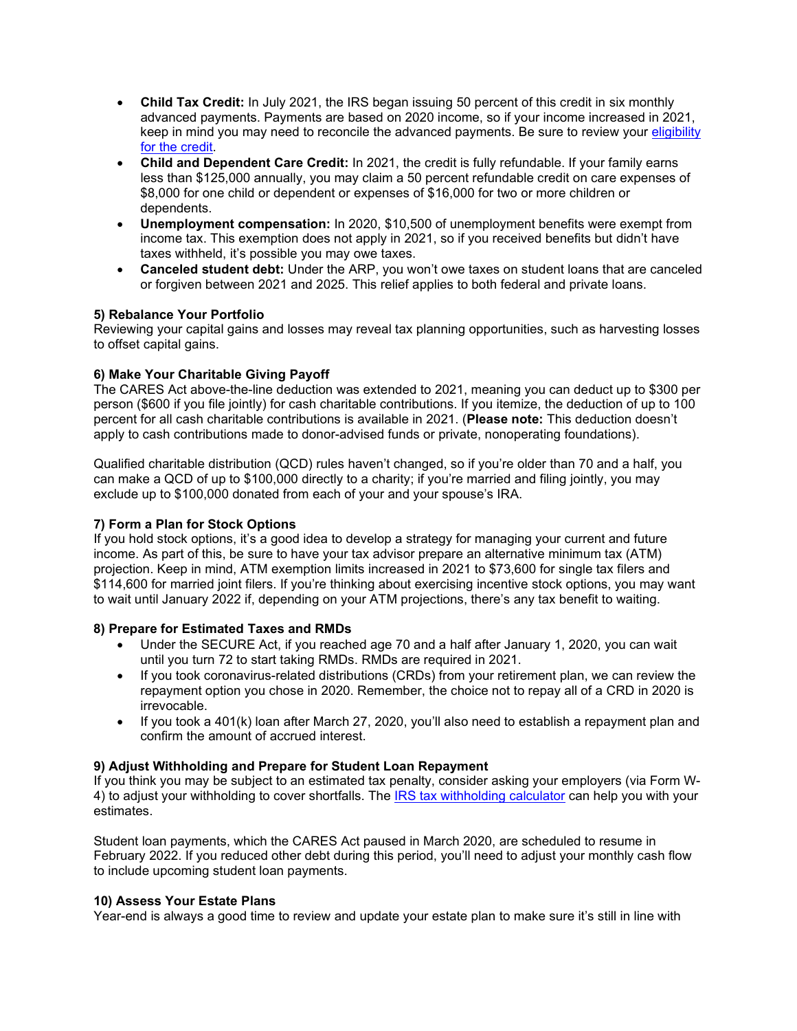- **Child Tax Credit:** In July 2021, the IRS began issuing 50 percent of this credit in six monthly advanced payments. Payments are based on 2020 income, so if your income increased in 2021, keep in mind you may need to reconcile the advanced payments. Be sure to review your [eligibility for the credit](#).
- **Child and Dependent Care Credit:** In 2021, the credit is fully refundable. If your family earns less than $125,000 annually, you may claim a 50 percent refundable credit on care expenses of $8,000 for one child or dependent or expenses of $16,000 for two or more children or dependents.
- **Unemployment compensation:** In 2020, $10,500 of unemployment benefits were exempt from income tax. This exemption does not apply in 2021, so if you received benefits but didn't have taxes withheld, it's possible you may owe taxes.
- **Canceled student debt:** Under the ARP, you won't owe taxes on student loans that are canceled or forgiven between 2021 and 2025. This relief applies to both federal and private loans.

**5) Rebalance Your Portfolio**

Reviewing your capital gains and losses may reveal tax planning opportunities, such as harvesting losses to offset capital gains.

**6) Make Your Charitable Giving Payoff**

The CARES Act above-the-line deduction was extended to 2021, meaning you can deduct up to $300 per person ($600 if you file jointly) for cash charitable contributions. If you itemize, the deduction of up to 100 percent for all cash charitable contributions is available in 2021. (**Please note:** This deduction doesn't apply to cash contributions made to donor-advised funds or private, nonoperating foundations).

Qualified charitable distribution (QCD) rules haven't changed, so if you're older than 70 and a half, you can make a QCD of up to $100,000 directly to a charity; if you're married and filing jointly, you may exclude up to $100,000 donated from each of your and your spouse's IRA.

**7) Form a Plan for Stock Options**

If you hold stock options, it's a good idea to develop a strategy for managing your current and future income. As part of this, be sure to have your tax advisor prepare an alternative minimum tax (ATM) projection. Keep in mind, ATM exemption limits increased in 2021 to $73,600 for single tax filers and $114,600 for married joint filers. If you're thinking about exercising incentive stock options, you may want to wait until January 2022 if, depending on your ATM projections, there's any tax benefit to waiting.

**8) Prepare for Estimated Taxes and RMDs**

- Under the SECURE Act, if you reached age 70 and a half after January 1, 2020, you can wait until you turn 72 to start taking RMDs. RMDs are required in 2021.
- If you took coronavirus-related distributions (CRDs) from your retirement plan, we can review the repayment option you chose in 2020. Remember, the choice not to repay all of a CRD in 2020 is irrevocable.
- If you took a 401(k) loan after March 27, 2020, you'll also need to establish a repayment plan and confirm the amount of accrued interest.

**9) Adjust Withholding and Prepare for Student Loan Repayment**

If you think you may be subject to an estimated tax penalty, consider asking your employers (via Form W-4) to adjust your withholding to cover shortfalls. The [IRS tax withholding calculator](#) can help you with your estimates.

Student loan payments, which the CARES Act paused in March 2020, are scheduled to resume in February 2022. If you reduced other debt during this period, you'll need to adjust your monthly cash flow to include upcoming student loan payments.

**10) Assess Your Estate Plans**

Year-end is always a good time to review and update your estate plan to make sure it's still in line with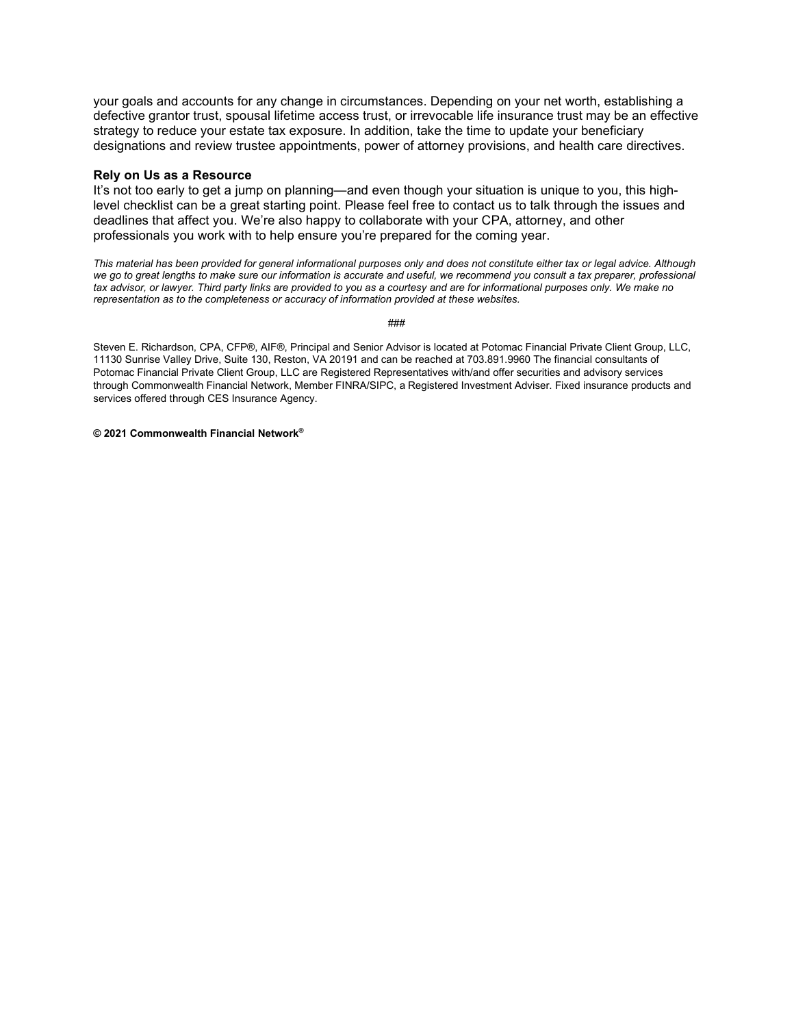your goals and accounts for any change in circumstances. Depending on your net worth, establishing a defective grantor trust, spousal lifetime access trust, or irrevocable life insurance trust may be an effective strategy to reduce your estate tax exposure. In addition, take the time to update your beneficiary designations and review trustee appointments, power of attorney provisions, and health care directives.

**Rely on Us as a Resource**

It's not too early to get a jump on planning—and even though your situation is unique to you, this high-level checklist can be a great starting point. Please feel free to contact us to talk through the issues and deadlines that affect you. We're also happy to collaborate with your CPA, attorney, and other professionals you work with to help ensure you're prepared for the coming year.

*This material has been provided for general informational purposes only and does not constitute either tax or legal advice. Although we go to great lengths to make sure our information is accurate and useful, we recommend you consult a tax preparer, professional tax advisor, or lawyer. Third party links are provided to you as a courtesy and are for informational purposes only. We make no representation as to the completeness or accuracy of information provided at these websites.*

###

Steven E. Richardson, CPA, CFP®, AIF®, Principal and Senior Advisor is located at Potomac Financial Private Client Group, LLC, 11130 Sunrise Valley Drive, Suite 130, Reston, VA 20191 and can be reached at 703.891.9960 The financial consultants of Potomac Financial Private Client Group, LLC are Registered Representatives with/and offer securities and advisory services through Commonwealth Financial Network, Member FINRA/SIPC, a Registered Investment Adviser. Fixed insurance products and services offered through CES Insurance Agency.

**© 2021 Commonwealth Financial Network®**